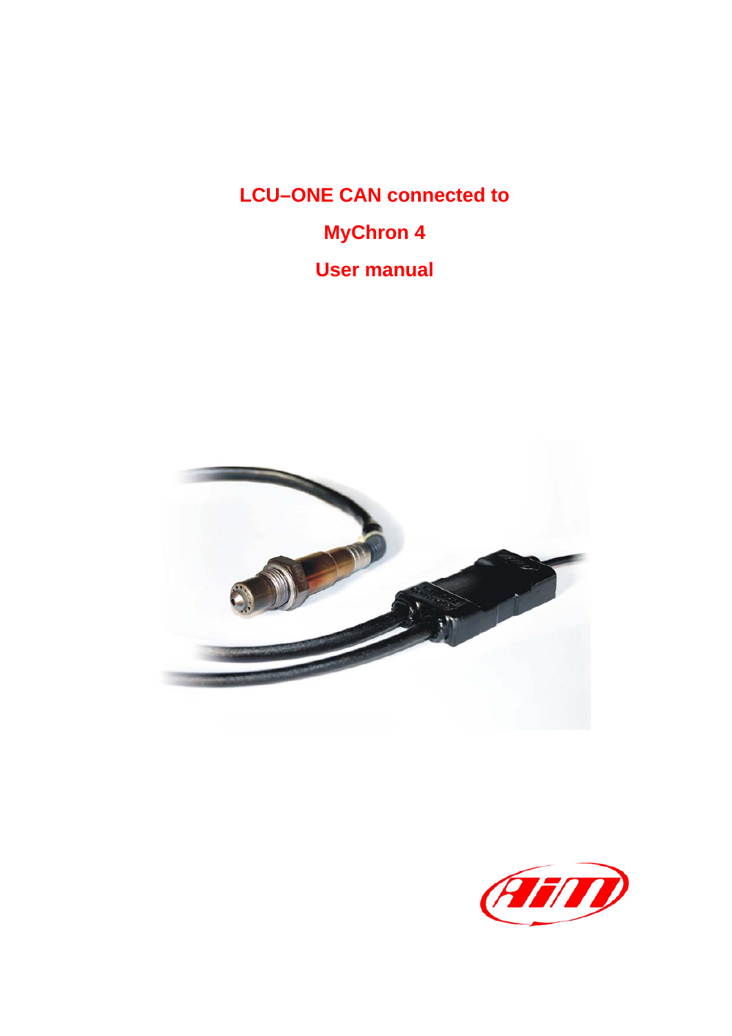# LCU–ONE CAN connected to

# MyChron 4

# User manual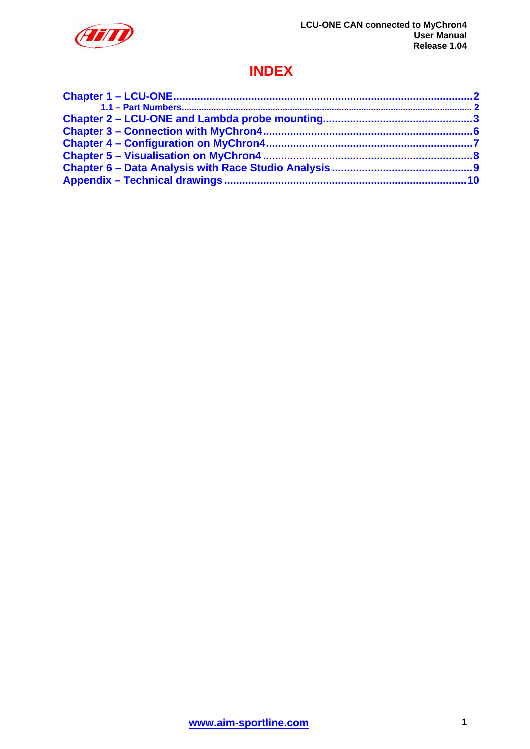# INDEX

Chapter 1 – LCU-ONE ..... 2
- 1.1 – Part Numbers ..... 2

Chapter 2 – LCU-ONE and Lambda probe mounting ..... 3
Chapter 3 – Connection with MyChron4 ..... 6
Chapter 4 – Configuration on MyChron4 ..... 7
Chapter 5 – Visualisation on MyChron4 ..... 8
Chapter 6 – Data Analysis with Race Studio Analysis ..... 9
Appendix – Technical drawings ..... 10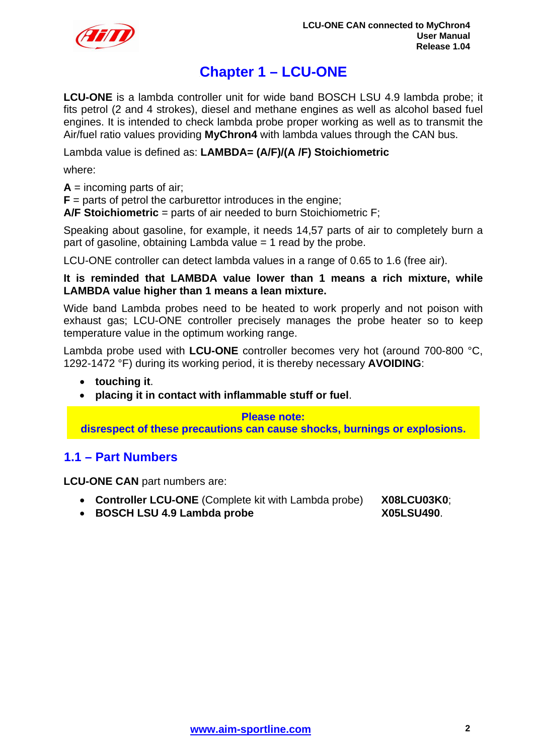# Chapter 1 – LCU-ONE

**LCU-ONE** is a lambda controller unit for wide band BOSCH LSU 4.9 lambda probe; it fits petrol (2 and 4 strokes), diesel and methane engines as well as alcohol based fuel engines. It is intended to check lambda probe proper working as well as to transmit the Air/fuel ratio values providing **MyChron4** with lambda values through the CAN bus.

Lambda value is defined as: **LAMBDA= (A/F)/(A /F) Stoichiometric**

where:

**A** = incoming parts of air;
**F** = parts of petrol the carburettor introduces in the engine;
**A/F Stoichiometric** = parts of air needed to burn Stoichiometric F;

Speaking about gasoline, for example, it needs 14,57 parts of air to completely burn a part of gasoline, obtaining Lambda value = 1 read by the probe.

LCU-ONE controller can detect lambda values in a range of 0.65 to 1.6 (free air).

**It is reminded that LAMBDA value lower than 1 means a rich mixture, while LAMBDA value higher than 1 means a lean mixture.**

Wide band Lambda probes need to be heated to work properly and not poison with exhaust gas; LCU-ONE controller precisely manages the probe heater so to keep temperature value in the optimum working range.

Lambda probe used with **LCU-ONE** controller becomes very hot (around 700-800 °C, 1292-1472 °F) during its working period, it is thereby necessary **AVOIDING**:

- **touching it**.
- **placing it in contact with inflammable stuff or fuel**.

**Please note:**
**disrespect of these precautions can cause shocks, burnings or explosions.**

## 1.1 – Part Numbers

**LCU-ONE CAN** part numbers are:

- **Controller LCU-ONE** (Complete kit with Lambda probe) **X08LCU03K0**;
- **BOSCH LSU 4.9 Lambda probe** **X05LSU490**.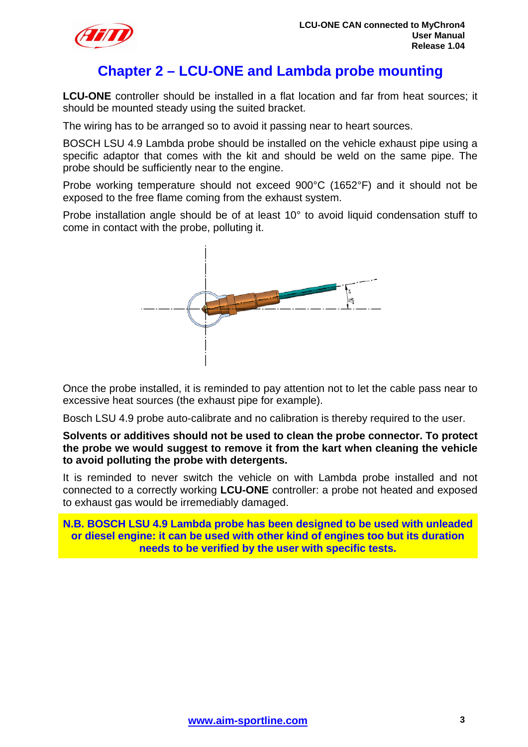# Chapter 2 – LCU-ONE and Lambda probe mounting

**LCU-ONE** controller should be installed in a flat location and far from heat sources; it should be mounted steady using the suited bracket.

The wiring has to be arranged so to avoid it passing near to heart sources.

BOSCH LSU 4.9 Lambda probe should be installed on the vehicle exhaust pipe using a specific adaptor that comes with the kit and should be weld on the same pipe. The probe should be sufficiently near to the engine.

Probe working temperature should not exceed 900°C (1652°F) and it should not be exposed to the free flame coming from the exhaust system.

Probe installation angle should be of at least 10° to avoid liquid condensation stuff to come in contact with the probe, polluting it.

Once the probe installed, it is reminded to pay attention not to let the cable pass near to excessive heat sources (the exhaust pipe for example).

Bosch LSU 4.9 probe auto-calibrate and no calibration is thereby required to the user.

**Solvents or additives should not be used to clean the probe connector. To protect the probe we would suggest to remove it from the kart when cleaning the vehicle to avoid polluting the probe with detergents.**

It is reminded to never switch the vehicle on with Lambda probe installed and not connected to a correctly working **LCU-ONE** controller: a probe not heated and exposed to exhaust gas would be irremediably damaged.

**N.B. BOSCH LSU 4.9 Lambda probe has been designed to be used with unleaded or diesel engine: it can be used with other kind of engines too but its duration needs to be verified by the user with specific tests.**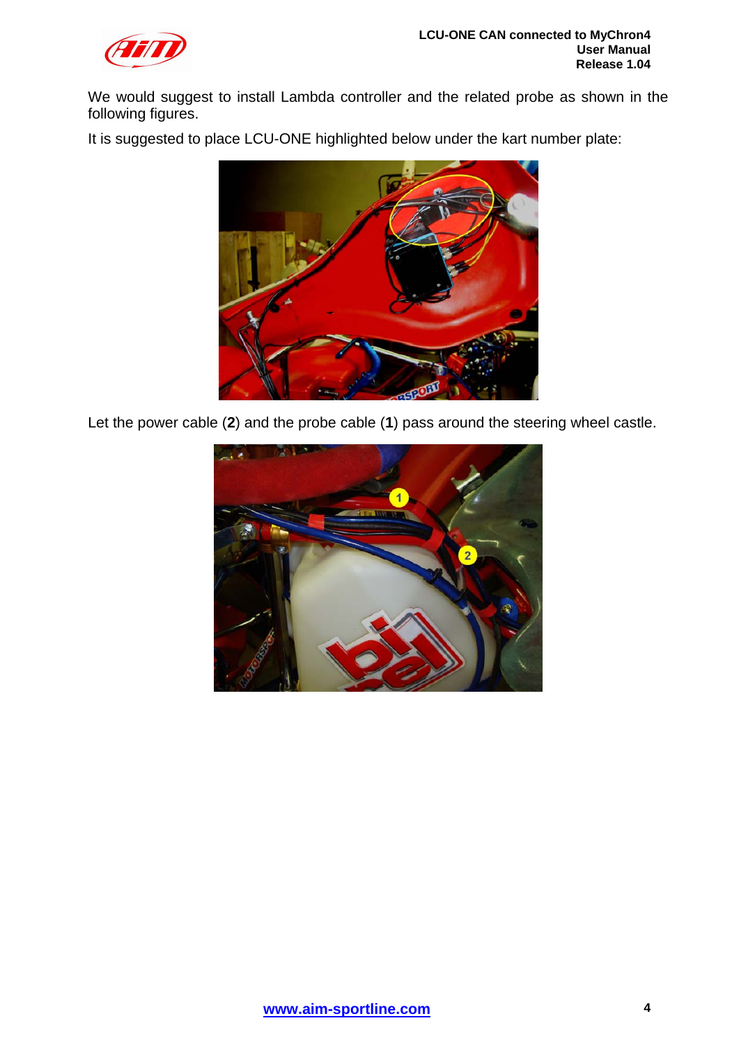We would suggest to install Lambda controller and the related probe as shown in the following figures.

It is suggested to place LCU-ONE highlighted below under the kart number plate:

Let the power cable (**2**) and the probe cable (**1**) pass around the steering wheel castle.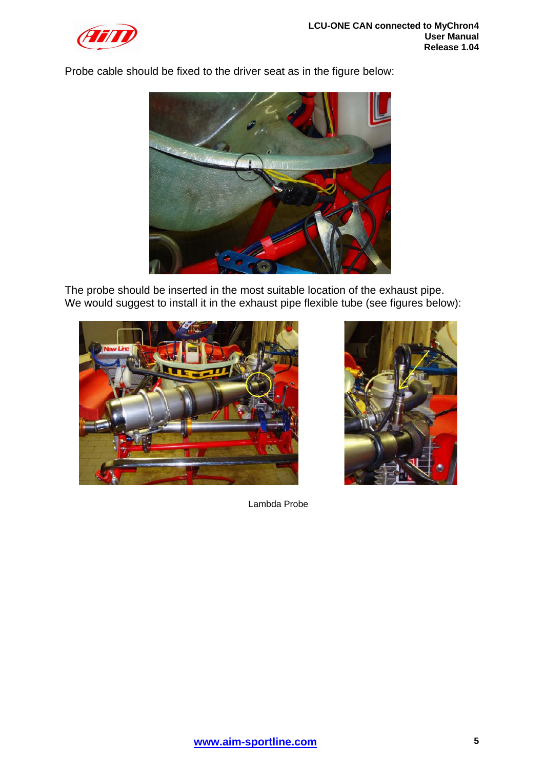Probe cable should be fixed to the driver seat as in the figure below:

The probe should be inserted in the most suitable location of the exhaust pipe.
We would suggest to install it in the exhaust pipe flexible tube (see figures below):

Lambda Probe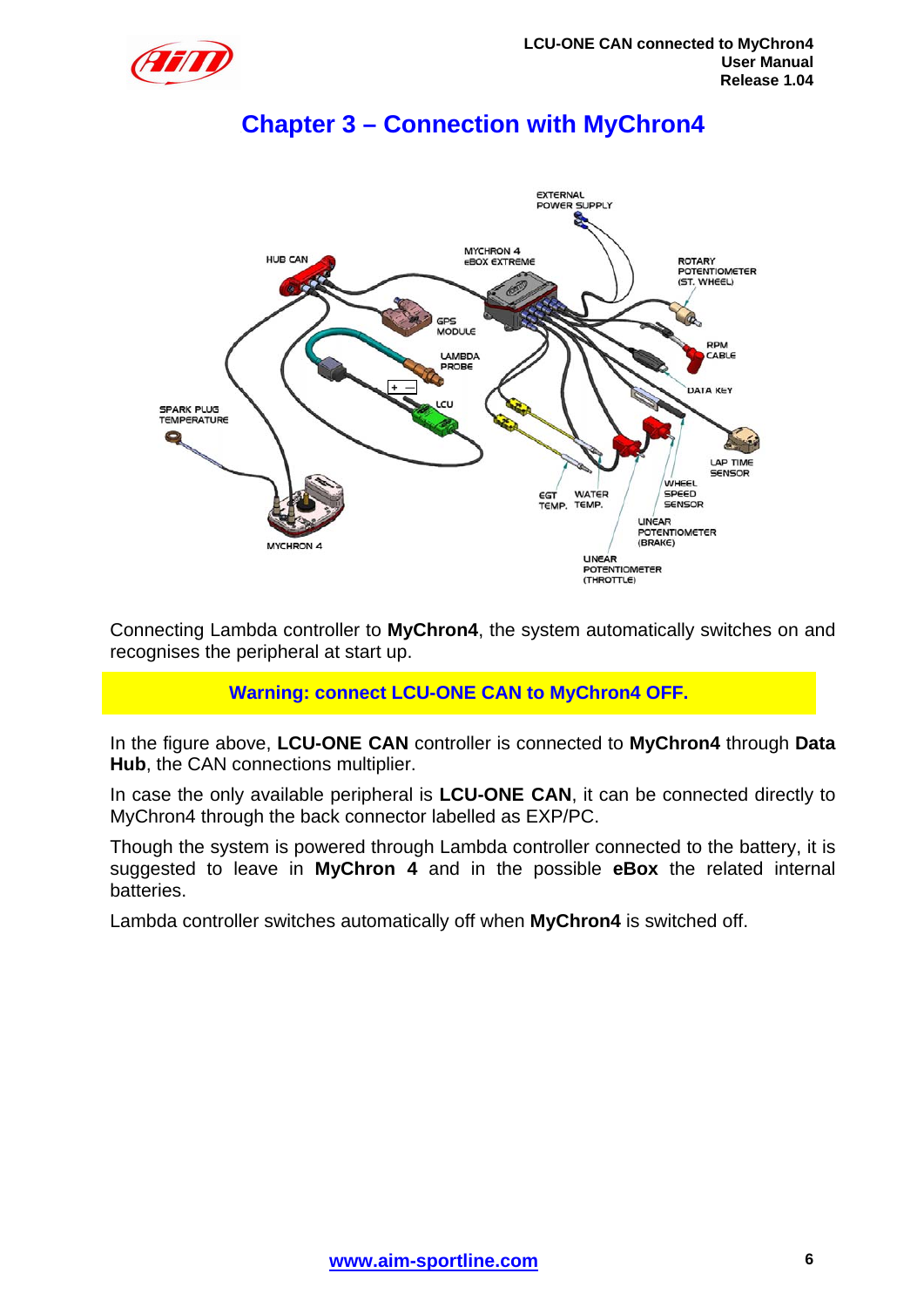# Chapter 3 – Connection with MyChron4

Connecting Lambda controller to **MyChron4**, the system automatically switches on and recognises the peripheral at start up.

**Warning: connect LCU-ONE CAN to MyChron4 OFF.**

In the figure above, **LCU-ONE CAN** controller is connected to **MyChron4** through **Data Hub**, the CAN connections multiplier.

In case the only available peripheral is **LCU-ONE CAN**, it can be connected directly to MyChron4 through the back connector labelled as EXP/PC.

Though the system is powered through Lambda controller connected to the battery, it is suggested to leave in **MyChron 4** and in the possible **eBox** the related internal batteries.

Lambda controller switches automatically off when **MyChron4** is switched off.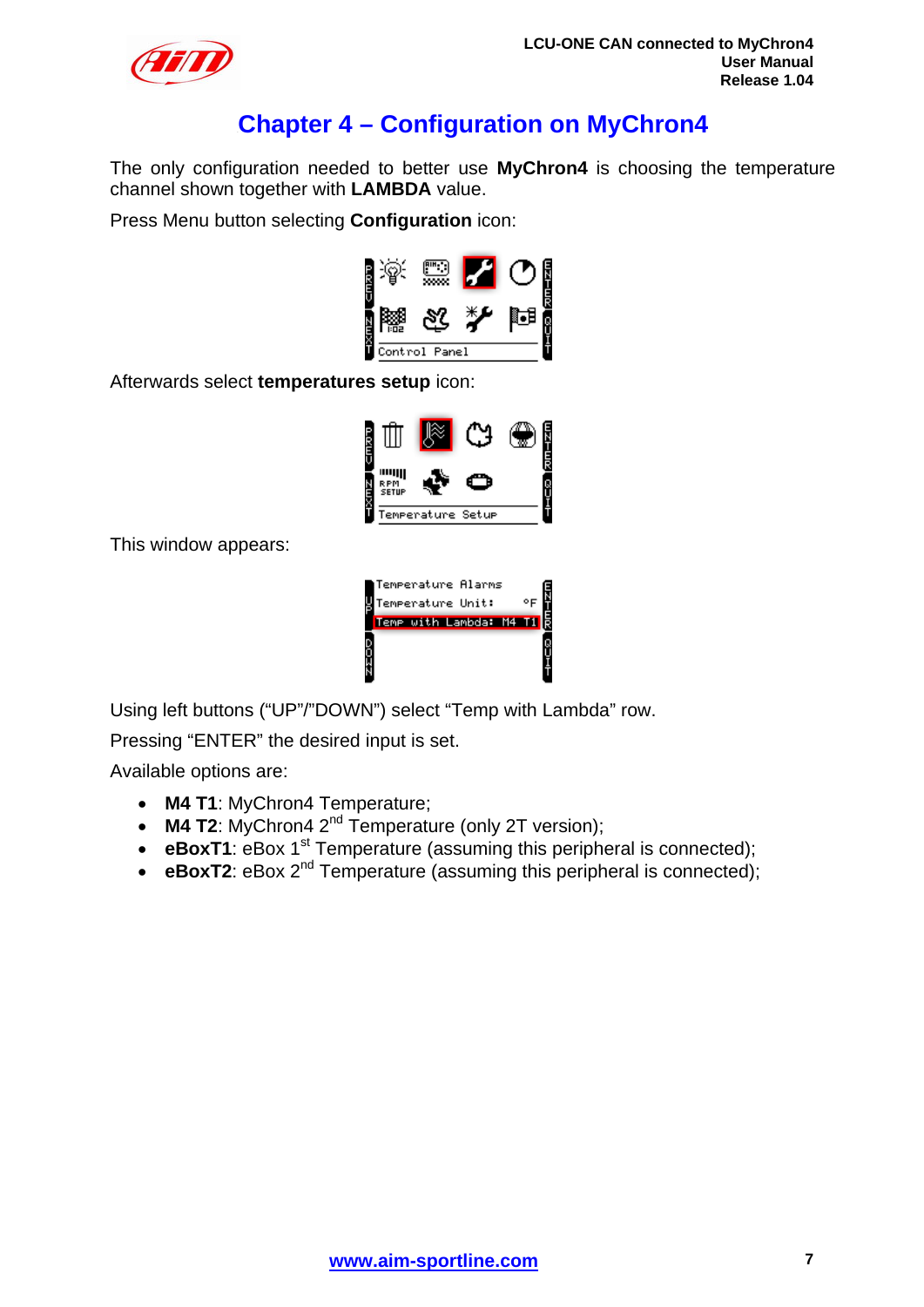# Chapter 4 – Configuration on MyChron4

The only configuration needed to better use **MyChron4** is choosing the temperature channel shown together with **LAMBDA** value.

Press Menu button selecting **Configuration** icon:

Afterwards select **temperatures setup** icon:

This window appears:

Using left buttons ("UP"/"DOWN") select "Temp with Lambda" row.

Pressing "ENTER" the desired input is set.

Available options are:

- **M4 T1**: MyChron4 Temperature;
- **M4 T2**: MyChron4 2nd Temperature (only 2T version);
- **eBoxT1**: eBox 1st Temperature (assuming this peripheral is connected);
- **eBoxT2**: eBox 2nd Temperature (assuming this peripheral is connected);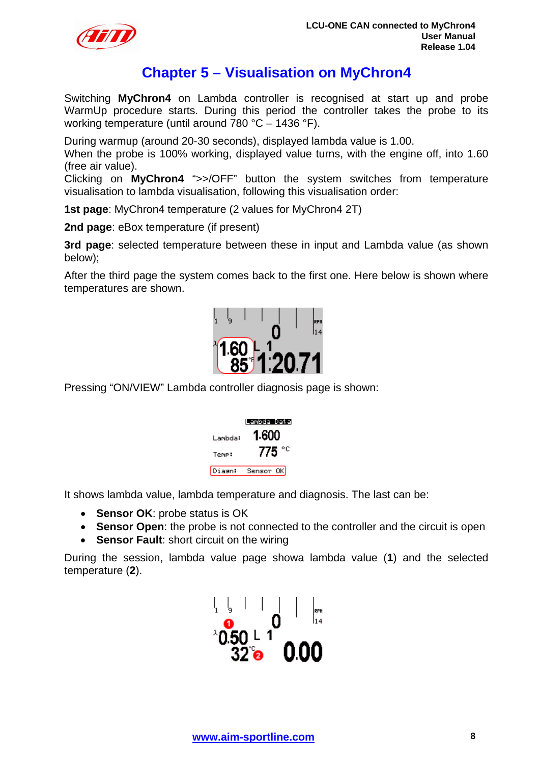# Chapter 5 – Visualisation on MyChron4

Switching **MyChron4** on Lambda controller is recognised at start up and probe WarmUp procedure starts. During this period the controller takes the probe to its working temperature (until around 780 °C – 1436 °F).

During warmup (around 20-30 seconds), displayed lambda value is 1.00.
When the probe is 100% working, displayed value turns, with the engine off, into 1.60 (free air value).
Clicking on **MyChron4** ">>/OFF" button the system switches from temperature visualisation to lambda visualisation, following this visualisation order:

**1st page**: MyChron4 temperature (2 values for MyChron4 2T)

**2nd page**: eBox temperature (if present)

**3rd page**: selected temperature between these in input and Lambda value (as shown below);

After the third page the system comes back to the first one. Here below is shown where temperatures are shown.

Pressing "ON/VIEW" Lambda controller diagnosis page is shown:

It shows lambda value, lambda temperature and diagnosis. The last can be:

- **Sensor OK**: probe status is OK
- **Sensor Open**: the probe is not connected to the controller and the circuit is open
- **Sensor Fault**: short circuit on the wiring

During the session, lambda value page showa lambda value (**1**) and the selected temperature (**2**).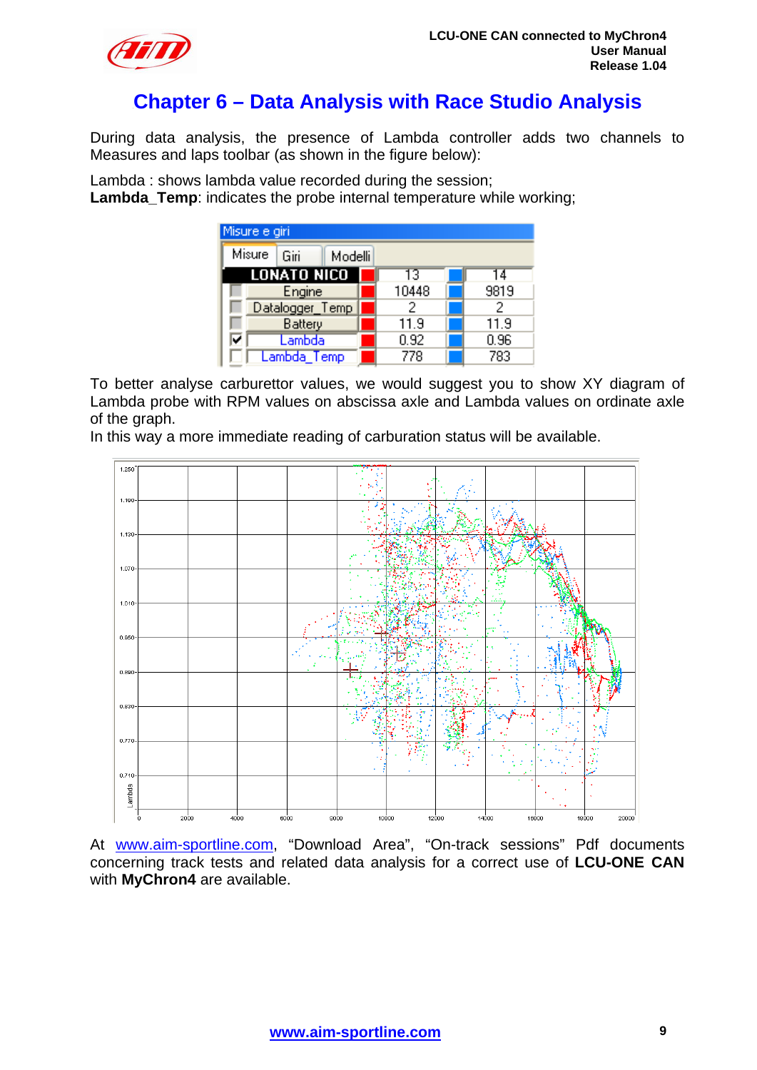# Chapter 6 – Data Analysis with Race Studio Analysis

During data analysis, the presence of Lambda controller adds two channels to Measures and laps toolbar (as shown in the figure below):

Lambda : shows lambda value recorded during the session;
**Lambda_Temp**: indicates the probe internal temperature while working;

| | LONATO NICO | 13 | 14 |
|---|---|---|---|
| ☐ | Engine | 10448 | 9819 |
| ☐ | Datalogger_Temp | 2 | 2 |
| ☐ | Battery | 11.9 | 11.9 |
| ☑ | Lambda | 0.92 | 0.96 |
| ☐ | Lambda_Temp | 778 | 783 |

To better analyse carburettor values, we would suggest you to show XY diagram of Lambda probe with RPM values on abscissa axle and Lambda values on ordinate axle of the graph.
In this way a more immediate reading of carburation status will be available.

At www.aim-sportline.com, "Download Area", "On-track sessions" Pdf documents concerning track tests and related data analysis for a correct use of **LCU-ONE CAN** with **MyChron4** are available.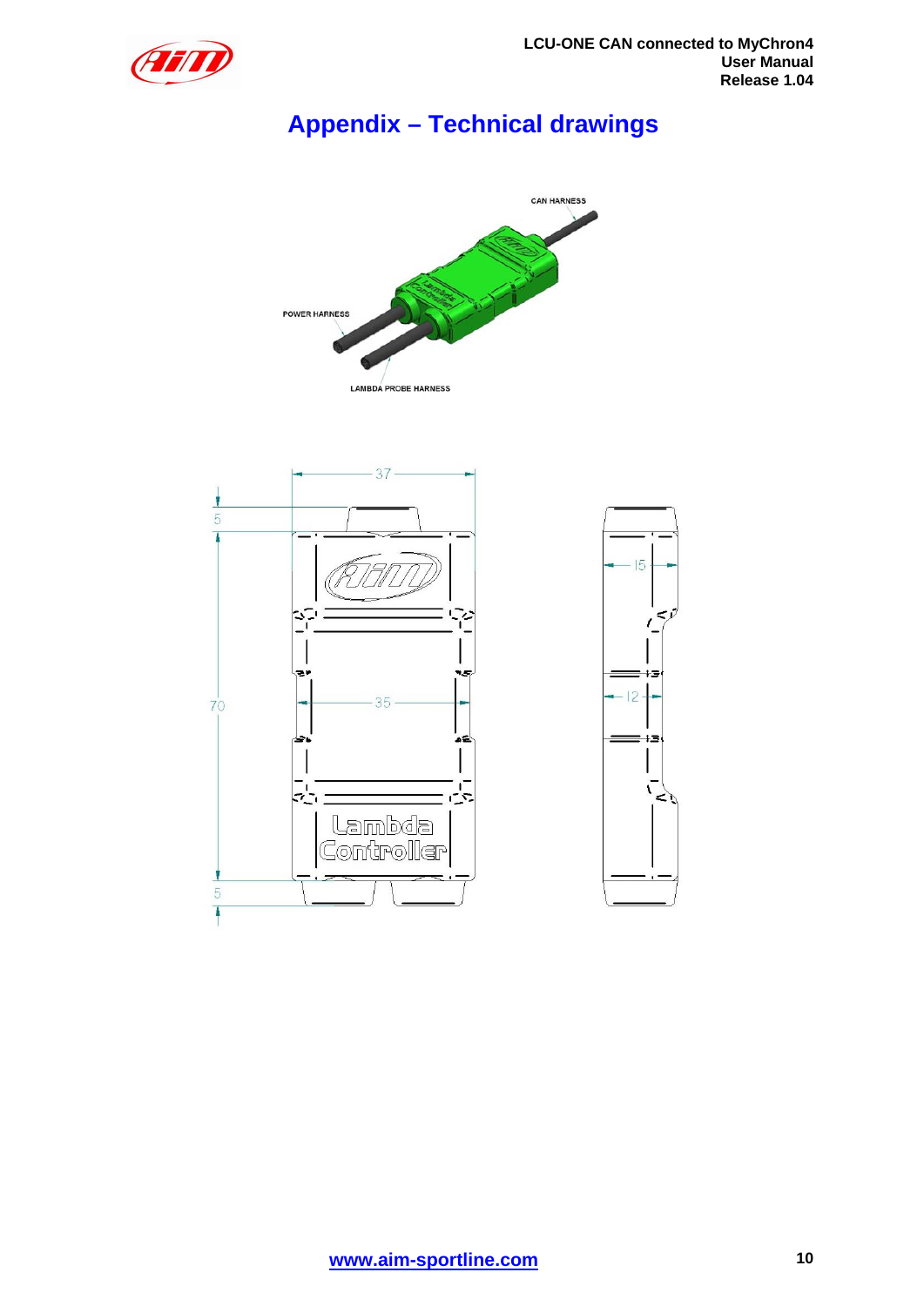# Appendix – Technical drawings

CAN HARNESS

POWER HARNESS

LAMBDA PROBE HARNESS

37

5

70

35

5

15

12

Lambda Controller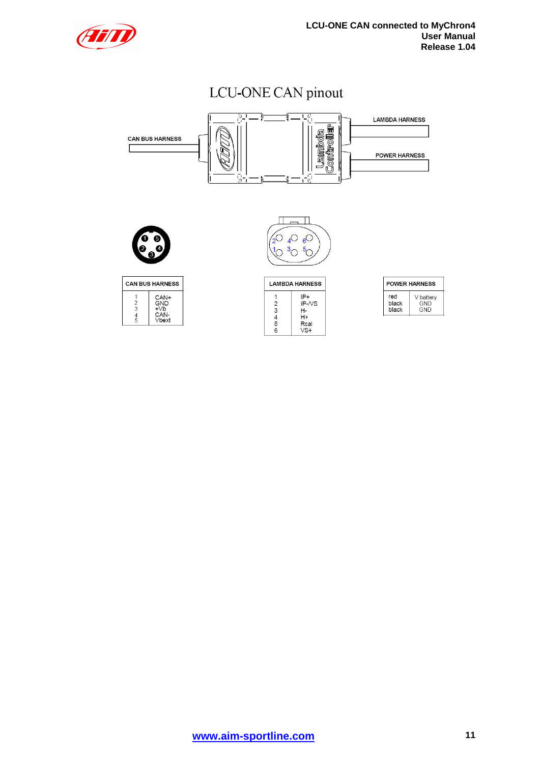# LCU-ONE CAN pinout

CAN BUS HARNESS

LAMBDA HARNESS

POWER HARNESS

| CAN BUS HARNESS | |
|---|---|
| 1 | CAN+ |
| 2 | GND |
| 3 | +Vb |
| 4 | CAN- |
| 5 | Vbext |

| LAMBDA HARNESS | |
|---|---|
| 1 | IP+ |
| 2 | IP-/VS |
| 3 | H- |
| 4 | H+ |
| 5 | Rcal |
| 6 | VS+ |

| POWER HARNESS | |
|---|---|
| red | V battery |
| black | GND |
| black | GND |